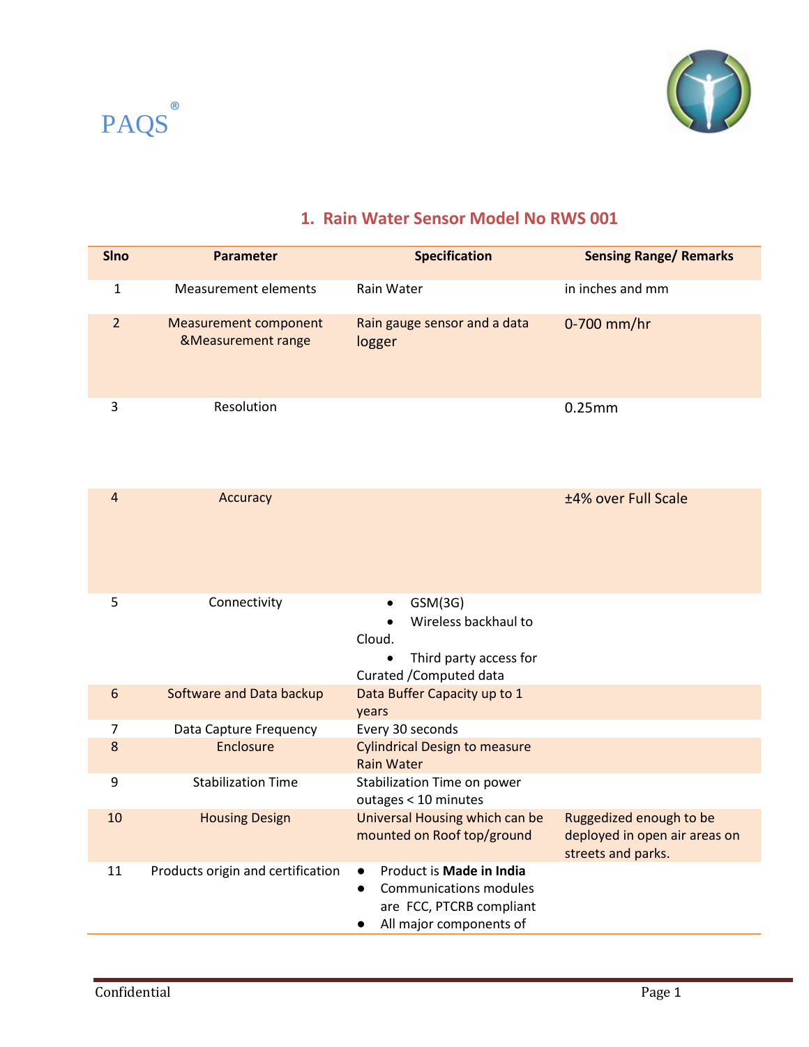PAQS®

## 1. Rain Water Sensor Model No RWS 001

| Slno | Parameter | Specification | Sensing Range/ Remarks |
|---|---|---|---|
| 1 | Measurement elements | Rain Water | in inches and mm |
| 2 | Measurement component &Measurement range | Rain gauge sensor and a data logger | 0-700 mm/hr |
| 3 | Resolution | | 0.25mm |
| 4 | Accuracy | | ±4% over Full Scale |
| 5 | Connectivity | • GSM(3G) <br> • Wireless backhaul to Cloud. <br> • Third party access for Curated /Computed data | |
| 6 | Software and Data backup | Data Buffer Capacity up to 1 years | |
| 7 | Data Capture Frequency | Every 30 seconds | |
| 8 | Enclosure | Cylindrical Design to measure Rain Water | |
| 9 | Stabilization Time | Stabilization Time on power outages < 10 minutes | |
| 10 | Housing Design | Universal Housing which can be mounted on Roof top/ground | Ruggedized enough to be deployed in open air areas on streets and parks. |
| 11 | Products origin and certification | • Product is **Made in India** <br> • Communications modules are FCC, PTCRB compliant <br> • All major components of | |

Confidential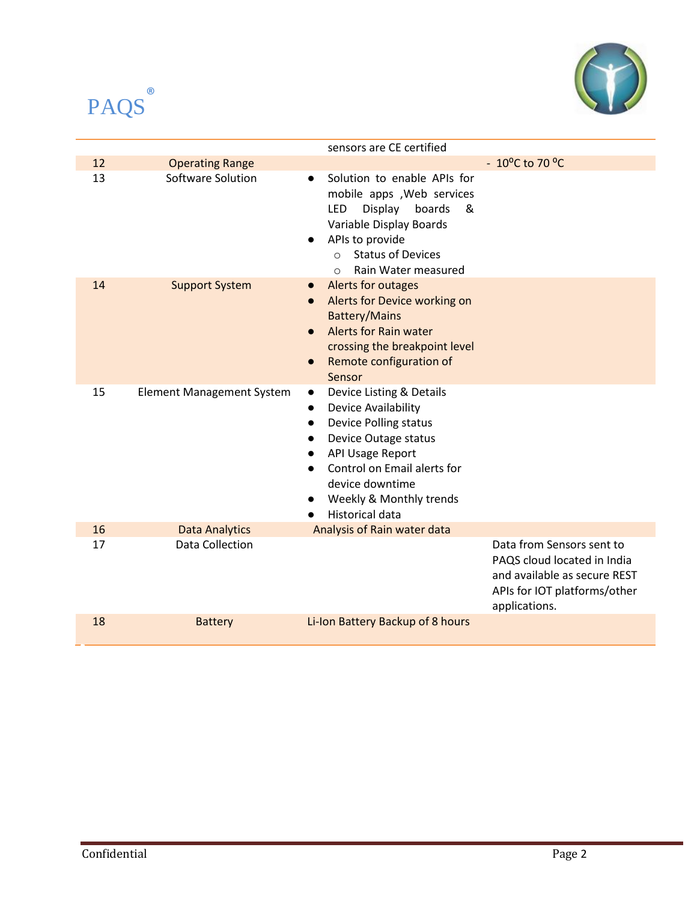| | | | |
|---|---|---|---|
| | | sensors are CE certified | |
| 12 | Operating Range | | - 10$^{o}$C to 70 $^{o}$C |
| 13 | Software Solution | <ul><li>Solution to enable APIs for mobile apps ,Web services LED Display boards & Variable Display Boards</li><li>APIs to provide<ul><li>Status of Devices</li><li>Rain Water measured</li></ul></li></ul> | |
| 14 | Support System | <ul><li>Alerts for outages</li><li>Alerts for Device working on Battery/Mains</li><li>Alerts for Rain water crossing the breakpoint level</li><li>Remote configuration of Sensor</li></ul> | |
| 15 | Element Management System | <ul><li>Device Listing & Details</li><li>Device Availability</li><li>Device Polling status</li><li>Device Outage status</li><li>API Usage Report</li><li>Control on Email alerts for device downtime</li><li>Weekly & Monthly trends</li><li>Historical data</li></ul> | |
| 16 | Data Analytics | Analysis of Rain water data | |
| 17 | Data Collection | | Data from Sensors sent to PAQS cloud located in India and available as secure REST APIs for IOT platforms/other applications. |
| 18 | Battery | Li-Ion Battery Backup of 8 hours | |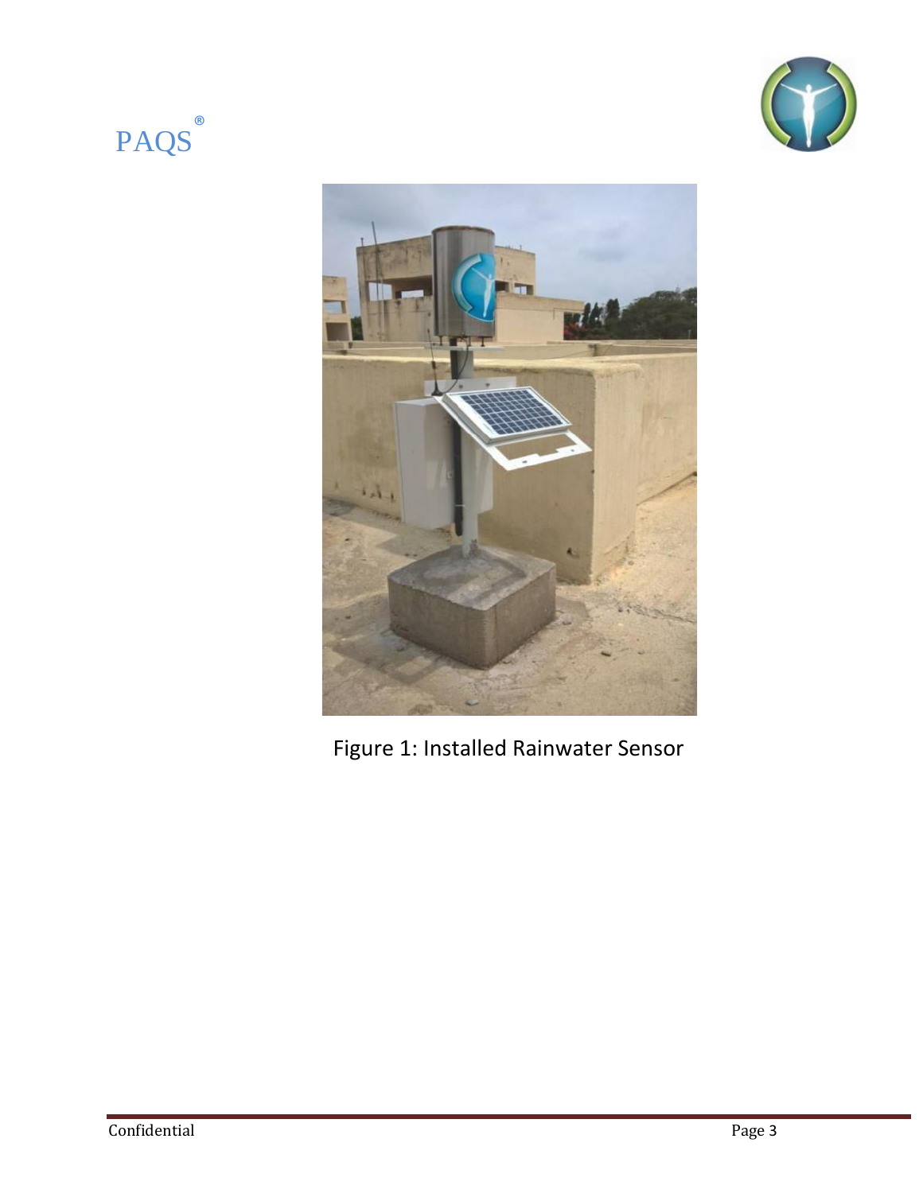Figure 1: Installed Rainwater Sensor